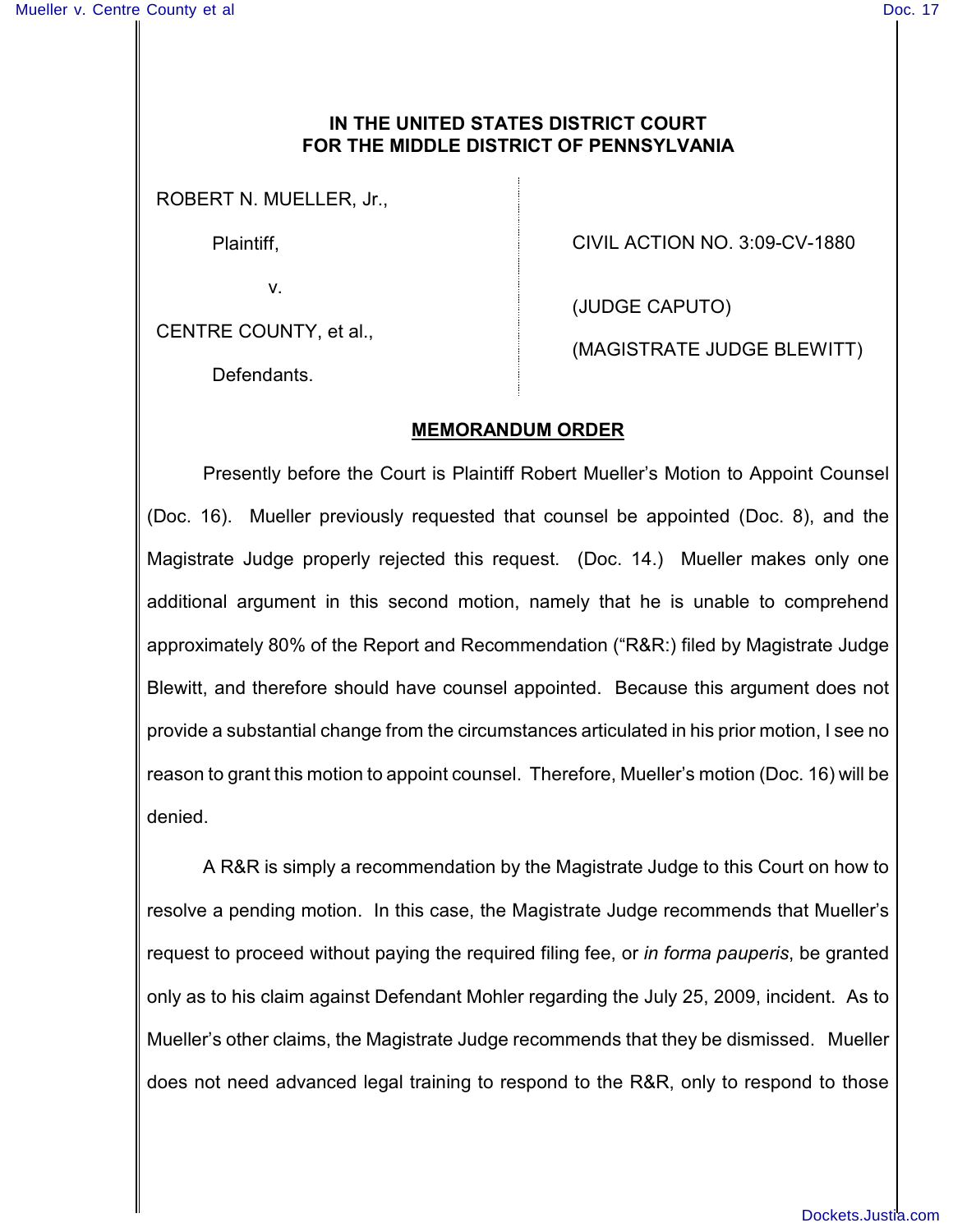**IN THE UNITED STATES DISTRICT COURT**
**FOR THE MIDDLE DISTRICT OF PENNSYLVANIA**

| | |
|---|---|
| ROBERT N. MUELLER, Jr., | |
| Plaintiff, | CIVIL ACTION NO. 3:09-CV-1880 |
| v. | |
| CENTRE COUNTY, et al., | (JUDGE CAPUTO) |
| Defendants. | (MAGISTRATE JUDGE BLEWITT) |

**MEMORANDUM ORDER**

Presently before the Court is Plaintiff Robert Mueller's Motion to Appoint Counsel (Doc. 16). Mueller previously requested that counsel be appointed (Doc. 8), and the Magistrate Judge properly rejected this request. (Doc. 14.) Mueller makes only one additional argument in this second motion, namely that he is unable to comprehend approximately 80% of the Report and Recommendation ("R&R:) filed by Magistrate Judge Blewitt, and therefore should have counsel appointed. Because this argument does not provide a substantial change from the circumstances articulated in his prior motion, I see no reason to grant this motion to appoint counsel. Therefore, Mueller's motion (Doc. 16) will be denied.

A R&R is simply a recommendation by the Magistrate Judge to this Court on how to resolve a pending motion. In this case, the Magistrate Judge recommends that Mueller's request to proceed without paying the required filing fee, or *in forma pauperis*, be granted only as to his claim against Defendant Mohler regarding the July 25, 2009, incident. As to Mueller's other claims, the Magistrate Judge recommends that they be dismissed. Mueller does not need advanced legal training to respond to the R&R, only to respond to those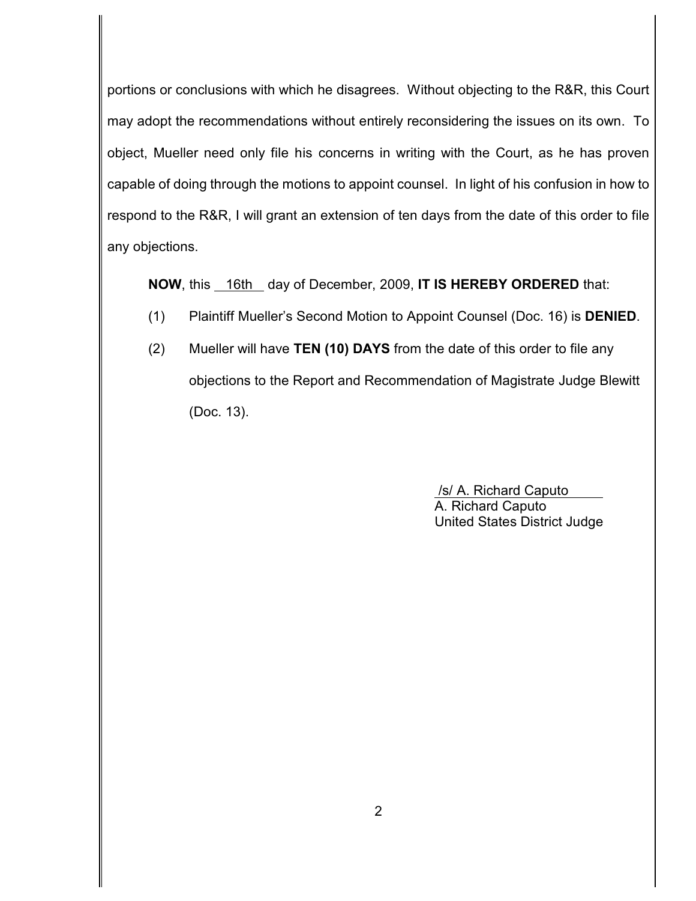portions or conclusions with which he disagrees. Without objecting to the R&R, this Court may adopt the recommendations without entirely reconsidering the issues on its own. To object, Mueller need only file his concerns in writing with the Court, as he has proven capable of doing through the motions to appoint counsel. In light of his confusion in how to respond to the R&R, I will grant an extension of ten days from the date of this order to file any objections.

**NOW**, this 16th day of December, 2009, **IT IS HEREBY ORDERED** that:

(1) Plaintiff Mueller's Second Motion to Appoint Counsel (Doc. 16) is **DENIED**.

(2) Mueller will have **TEN (10) DAYS** from the date of this order to file any objections to the Report and Recommendation of Magistrate Judge Blewitt (Doc. 13).

/s/ A. Richard Caputo
A. Richard Caputo
United States District Judge